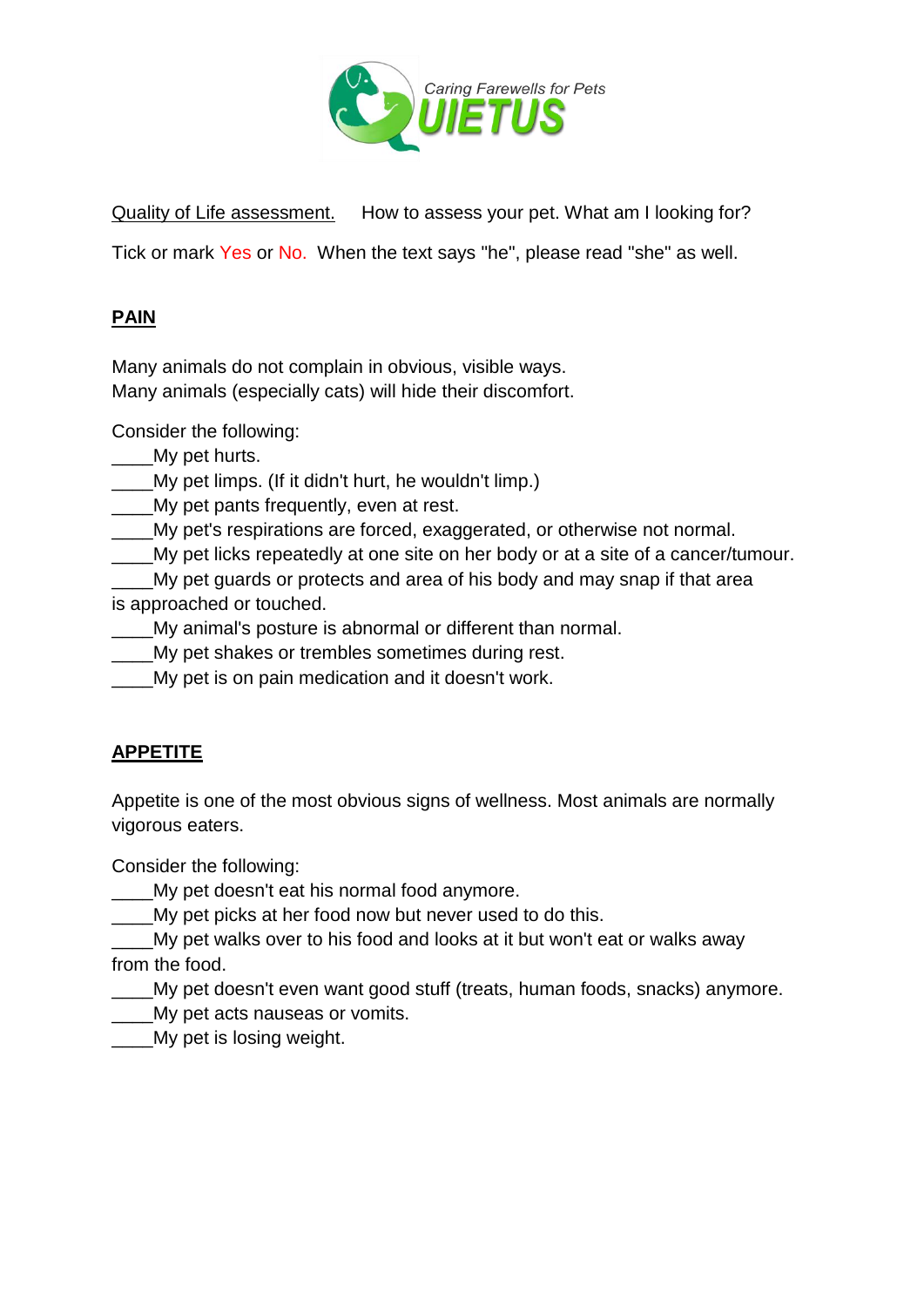Caring Farewells for Pets
QUIETUS

Quality of Life assessment. How to assess your pet. What am I looking for?

Tick or mark Yes or No. When the text says "he", please read "she" as well.

## PAIN

Many animals do not complain in obvious, visible ways.
Many animals (especially cats) will hide their discomfort.

Consider the following:

____My pet hurts.
____My pet limps. (If it didn't hurt, he wouldn't limp.)
____My pet pants frequently, even at rest.
____My pet's respirations are forced, exaggerated, or otherwise not normal.
____My pet licks repeatedly at one site on her body or at a site of a cancer/tumour.
____My pet guards or protects and area of his body and may snap if that area is approached or touched.
____My animal's posture is abnormal or different than normal.
____My pet shakes or trembles sometimes during rest.
____My pet is on pain medication and it doesn't work.

## APPETITE

Appetite is one of the most obvious signs of wellness. Most animals are normally vigorous eaters.

Consider the following:

____My pet doesn't eat his normal food anymore.
____My pet picks at her food now but never used to do this.
____My pet walks over to his food and looks at it but won't eat or walks away from the food.
____My pet doesn't even want good stuff (treats, human foods, snacks) anymore.
____My pet acts nauseas or vomits.
____My pet is losing weight.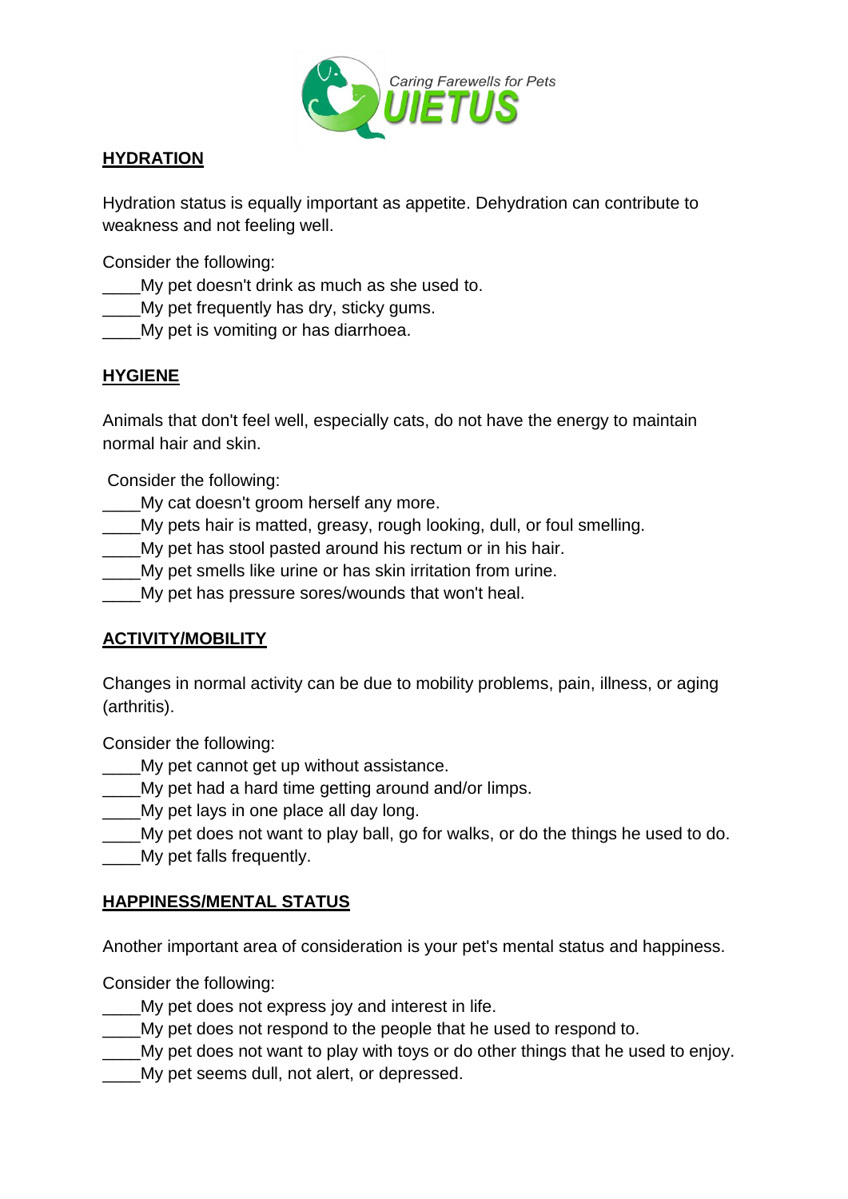## HYDRATION

Hydration status is equally important as appetite. Dehydration can contribute to weakness and not feeling well.

Consider the following:

____My pet doesn't drink as much as she used to.
____My pet frequently has dry, sticky gums.
____My pet is vomiting or has diarrhoea.

## HYGIENE

Animals that don't feel well, especially cats, do not have the energy to maintain normal hair and skin.

Consider the following:

____My cat doesn't groom herself any more.
____My pets hair is matted, greasy, rough looking, dull, or foul smelling.
____My pet has stool pasted around his rectum or in his hair.
____My pet smells like urine or has skin irritation from urine.
____My pet has pressure sores/wounds that won't heal.

## ACTIVITY/MOBILITY

Changes in normal activity can be due to mobility problems, pain, illness, or aging (arthritis).

Consider the following:

____My pet cannot get up without assistance.
____My pet had a hard time getting around and/or limps.
____My pet lays in one place all day long.
____My pet does not want to play ball, go for walks, or do the things he used to do.
____My pet falls frequently.

## HAPPINESS/MENTAL STATUS

Another important area of consideration is your pet's mental status and happiness.

Consider the following:

____My pet does not express joy and interest in life.
____My pet does not respond to the people that he used to respond to.
____My pet does not want to play with toys or do other things that he used to enjoy.
____My pet seems dull, not alert, or depressed.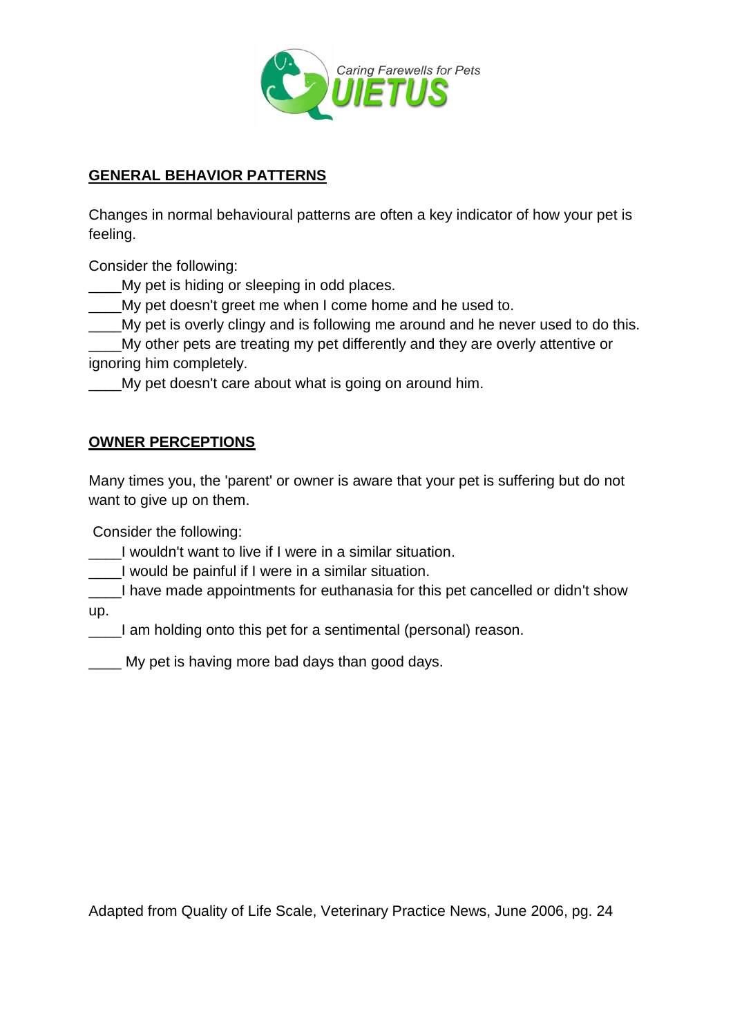Caring Farewells for Pets
QUIETUS

## GENERAL BEHAVIOR PATTERNS

Changes in normal behavioural patterns are often a key indicator of how your pet is feeling.

Consider the following:

____My pet is hiding or sleeping in odd places.
____My pet doesn't greet me when I come home and he used to.
____My pet is overly clingy and is following me around and he never used to do this.
____My other pets are treating my pet differently and they are overly attentive or ignoring him completely.
____My pet doesn't care about what is going on around him.

## OWNER PERCEPTIONS

Many times you, the 'parent' or owner is aware that your pet is suffering but do not want to give up on them.

Consider the following:

____I wouldn't want to live if I were in a similar situation.
____I would be painful if I were in a similar situation.
____I have made appointments for euthanasia for this pet cancelled or didn't show up.
____I am holding onto this pet for a sentimental (personal) reason.

____ My pet is having more bad days than good days.

Adapted from Quality of Life Scale, Veterinary Practice News, June 2006, pg. 24